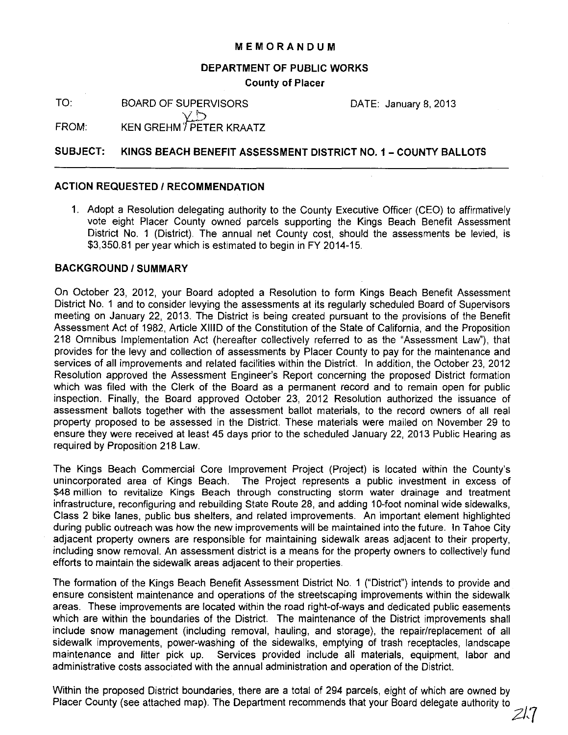# MEMORANDUM

## DEPARTMENT OF PUBLIC WORKS

### County of Placer

TO: BOARD OF SUPERVISORS DATE: January 8, 2013

FROM: KEN GREHM / PETER KRAATZ

**SUBJECT: KINGS BEACH BENEFIT ASSESSMENT DISTRICT NO. 1 – COUNTY BALLOTS**

---

## ACTION REQUESTED / RECOMMENDATION

1. Adopt a Resolution delegating authority to the County Executive Officer (CEO) to affirmatively vote eight Placer County owned parcels supporting the Kings Beach Benefit Assessment District No. 1 (District). The annual net County cost, should the assessments be levied, is $3,350.81 per year which is estimated to begin in FY 2014-15.

## BACKGROUND / SUMMARY

On October 23, 2012, your Board adopted a Resolution to form Kings Beach Benefit Assessment District No. 1 and to consider levying the assessments at its regularly scheduled Board of Supervisors meeting on January 22, 2013. The District is being created pursuant to the provisions of the Benefit Assessment Act of 1982, Article XIIID of the Constitution of the State of California, and the Proposition 218 Omnibus Implementation Act (hereafter collectively referred to as the "Assessment Law"), that provides for the levy and collection of assessments by Placer County to pay for the maintenance and services of all improvements and related facilities within the District. In addition, the October 23, 2012 Resolution approved the Assessment Engineer's Report concerning the proposed District formation which was filed with the Clerk of the Board as a permanent record and to remain open for public inspection. Finally, the Board approved October 23, 2012 Resolution authorized the issuance of assessment ballots together with the assessment ballot materials, to the record owners of all real property proposed to be assessed in the District. These materials were mailed on November 29 to ensure they were received at least 45 days prior to the scheduled January 22, 2013 Public Hearing as required by Proposition 218 Law.

The Kings Beach Commercial Core Improvement Project (Project) is located within the County's unincorporated area of Kings Beach. The Project represents a public investment in excess of $48 million to revitalize Kings Beach through constructing storm water drainage and treatment infrastructure, reconfiguring and rebuilding State Route 28, and adding 10-foot nominal wide sidewalks, Class 2 bike lanes, public bus shelters, and related improvements. An important element highlighted during public outreach was how the new improvements will be maintained into the future. In Tahoe City adjacent property owners are responsible for maintaining sidewalk areas adjacent to their property, including snow removal. An assessment district is a means for the property owners to collectively fund efforts to maintain the sidewalk areas adjacent to their properties.

The formation of the Kings Beach Benefit Assessment District No. 1 ("District") intends to provide and ensure consistent maintenance and operations of the streetscaping improvements within the sidewalk areas. These improvements are located within the road right-of-ways and dedicated public easements which are within the boundaries of the District. The maintenance of the District improvements shall include snow management (including removal, hauling, and storage), the repair/replacement of all sidewalk improvements, power-washing of the sidewalks, emptying of trash receptacles, landscape maintenance and litter pick up. Services provided include all materials, equipment, labor and administrative costs associated with the annual administration and operation of the District.

Within the proposed District boundaries, there are a total of 294 parcels, eight of which are owned by Placer County (see attached map). The Department recommends that your Board delegate authority to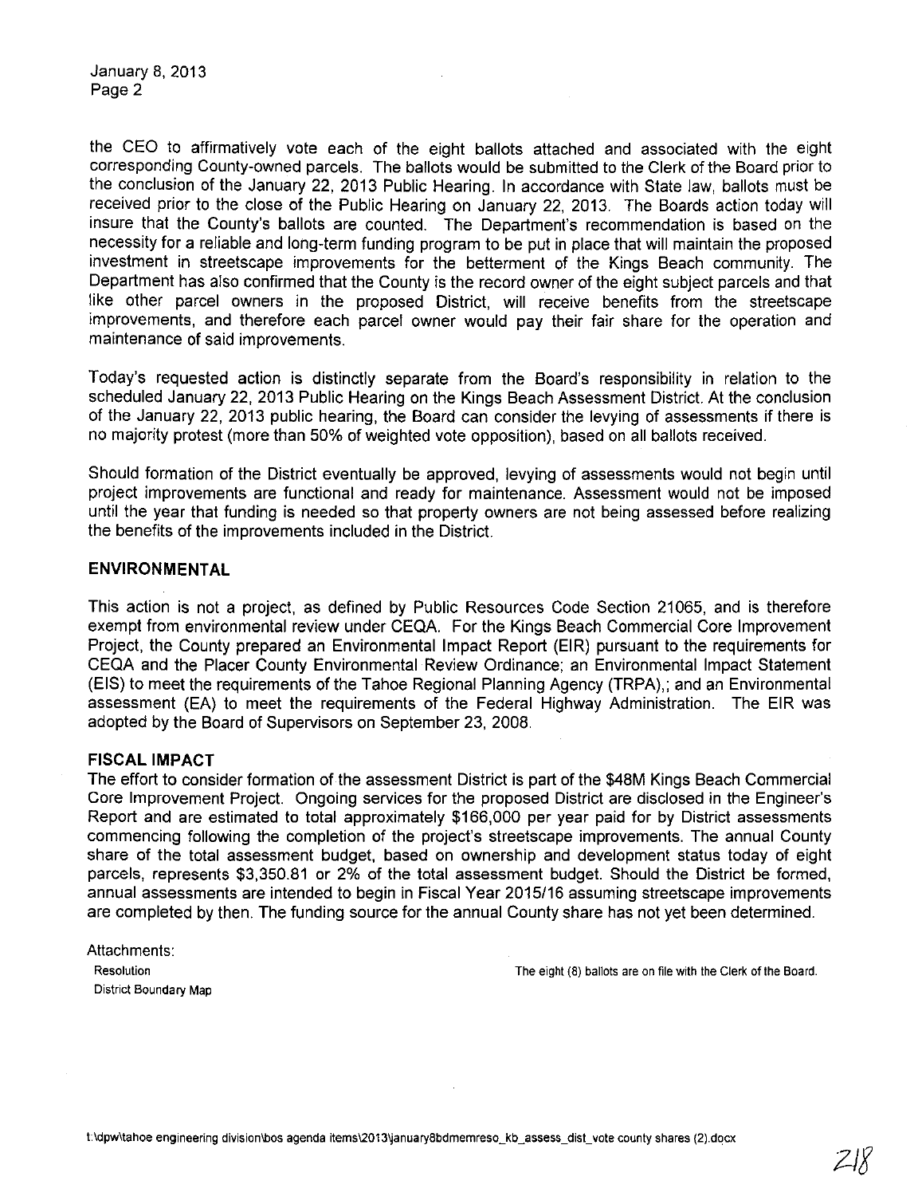the CEO to affirmatively vote each of the eight ballots attached and associated with the eight corresponding County-owned parcels. The ballots would be submitted to the Clerk of the Board prior to the conclusion of the January 22, 2013 Public Hearing. In accordance with State law, ballots must be received prior to the close of the Public Hearing on January 22, 2013. The Boards action today will insure that the County's ballots are counted. The Department's recommendation is based on the necessity for a reliable and long-term funding program to be put in place that will maintain the proposed investment in streetscape improvements for the betterment of the Kings Beach community. The Department has also confirmed that the County is the record owner of the eight subject parcels and that like other parcel owners in the proposed District, will receive benefits from the streetscape improvements, and therefore each parcel owner would pay their fair share for the operation and maintenance of said improvements.

Today's requested action is distinctly separate from the Board's responsibility in relation to the scheduled January 22, 2013 Public Hearing on the Kings Beach Assessment District. At the conclusion of the January 22, 2013 public hearing, the Board can consider the levying of assessments if there is no majority protest (more than 50% of weighted vote opposition), based on all ballots received.

Should formation of the District eventually be approved, levying of assessments would not begin until project improvements are functional and ready for maintenance. Assessment would not be imposed until the year that funding is needed so that property owners are not being assessed before realizing the benefits of the improvements included in the District.

## ENVIRONMENTAL

This action is not a project, as defined by Public Resources Code Section 21065, and is therefore exempt from environmental review under CEQA. For the Kings Beach Commercial Core Improvement Project, the County prepared an Environmental Impact Report (EIR) pursuant to the requirements for CEQA and the Placer County Environmental Review Ordinance; an Environmental Impact Statement (EIS) to meet the requirements of the Tahoe Regional Planning Agency (TRPA),; and an Environmental assessment (EA) to meet the requirements of the Federal Highway Administration. The EIR was adopted by the Board of Supervisors on September 23, 2008.

## FISCAL IMPACT

The effort to consider formation of the assessment District is part of the $48M Kings Beach Commercial Core Improvement Project. Ongoing services for the proposed District are disclosed in the Engineer's Report and are estimated to total approximately $166,000 per year paid for by District assessments commencing following the completion of the project's streetscape improvements. The annual County share of the total assessment budget, based on ownership and development status today of eight parcels, represents $3,350.81 or 2% of the total assessment budget. Should the District be formed, annual assessments are intended to begin in Fiscal Year 2015/16 assuming streetscape improvements are completed by then. The funding source for the annual County share has not yet been determined.

Attachments:
Resolution
District Boundary Map

The eight (8) ballots are on file with the Clerk of the Board.

t:\dpw\tahoe engineering division\bos agenda items\2013\january8bdmemreso_kb_assess_dist_vote county shares (2).docx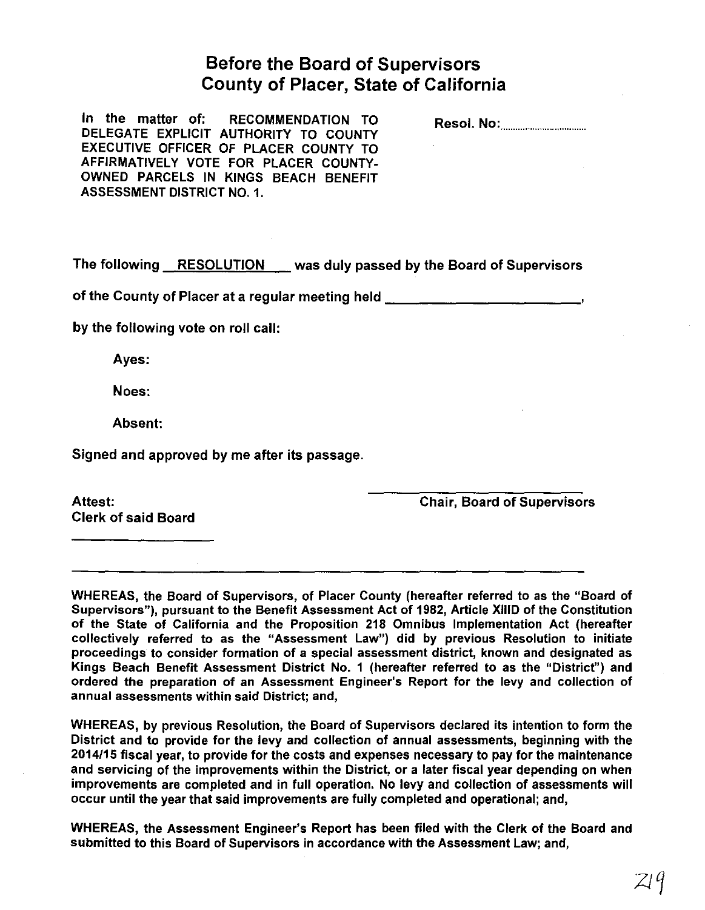# Before the Board of Supervisors
# County of Placer, State of California

In the matter of: RECOMMENDATION TO DELEGATE EXPLICIT AUTHORITY TO COUNTY EXECUTIVE OFFICER OF PLACER COUNTY TO AFFIRMATIVELY VOTE FOR PLACER COUNTY-OWNED PARCELS IN KINGS BEACH BENEFIT ASSESSMENT DISTRICT NO. 1.

Resol. No:..............................

The following RESOLUTION was duly passed by the Board of Supervisors of the County of Placer at a regular meeting held ________________________,

by the following vote on roll call:

Ayes:

Noes:

Absent:

Signed and approved by me after its passage.

Attest:
Clerk of said Board

____________________

____________________
Chair, Board of Supervisors

---

WHEREAS, the Board of Supervisors, of Placer County (hereafter referred to as the "Board of Supervisors"), pursuant to the Benefit Assessment Act of 1982, Article XIIID of the Constitution of the State of California and the Proposition 218 Omnibus Implementation Act (hereafter collectively referred to as the "Assessment Law") did by previous Resolution to initiate proceedings to consider formation of a special assessment district, known and designated as Kings Beach Benefit Assessment District No. 1 (hereafter referred to as the "District") and ordered the preparation of an Assessment Engineer's Report for the levy and collection of annual assessments within said District; and,

WHEREAS, by previous Resolution, the Board of Supervisors declared its intention to form the District and to provide for the levy and collection of annual assessments, beginning with the 2014/15 fiscal year, to provide for the costs and expenses necessary to pay for the maintenance and servicing of the improvements within the District, or a later fiscal year depending on when improvements are completed and in full operation. No levy and collection of assessments will occur until the year that said improvements are fully completed and operational; and,

WHEREAS, the Assessment Engineer's Report has been filed with the Clerk of the Board and submitted to this Board of Supervisors in accordance with the Assessment Law; and,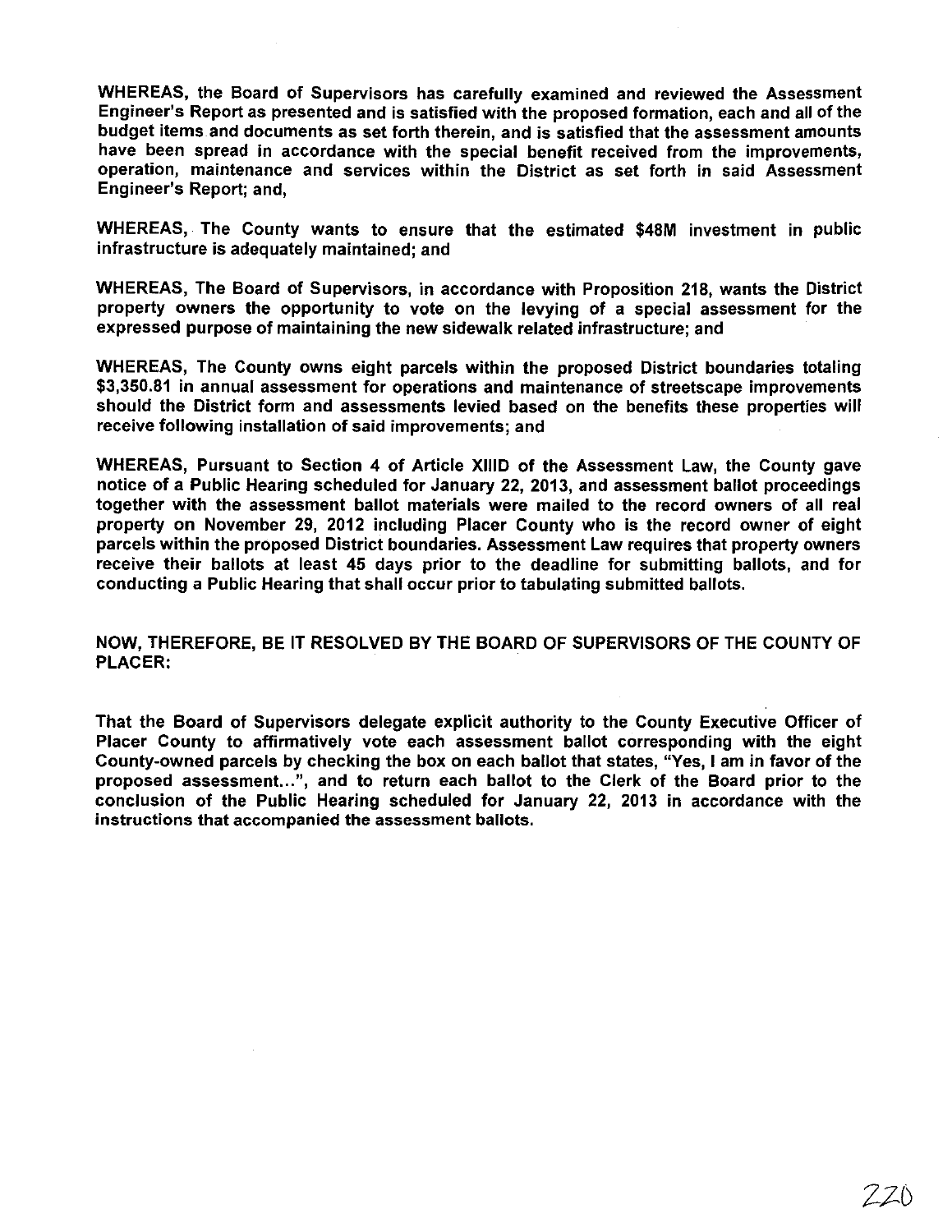**WHEREAS, the Board of Supervisors has carefully examined and reviewed the Assessment Engineer's Report as presented and is satisfied with the proposed formation, each and all of the budget items and documents as set forth therein, and is satisfied that the assessment amounts have been spread in accordance with the special benefit received from the improvements, operation, maintenance and services within the District as set forth in said Assessment Engineer's Report; and,**

**WHEREAS, The County wants to ensure that the estimated $48M investment in public infrastructure is adequately maintained; and**

**WHEREAS, The Board of Supervisors, in accordance with Proposition 218, wants the District property owners the opportunity to vote on the levying of a special assessment for the expressed purpose of maintaining the new sidewalk related infrastructure; and**

**WHEREAS, The County owns eight parcels within the proposed District boundaries totaling $3,350.81 in annual assessment for operations and maintenance of streetscape improvements should the District form and assessments levied based on the benefits these properties will receive following installation of said improvements; and**

**WHEREAS, Pursuant to Section 4 of Article XIIID of the Assessment Law, the County gave notice of a Public Hearing scheduled for January 22, 2013, and assessment ballot proceedings together with the assessment ballot materials were mailed to the record owners of all real property on November 29, 2012 including Placer County who is the record owner of eight parcels within the proposed District boundaries. Assessment Law requires that property owners receive their ballots at least 45 days prior to the deadline for submitting ballots, and for conducting a Public Hearing that shall occur prior to tabulating submitted ballots.**

**NOW, THEREFORE, BE IT RESOLVED BY THE BOARD OF SUPERVISORS OF THE COUNTY OF PLACER:**

**That the Board of Supervisors delegate explicit authority to the County Executive Officer of Placer County to affirmatively vote each assessment ballot corresponding with the eight County-owned parcels by checking the box on each ballot that states, "Yes, I am in favor of the proposed assessment...", and to return each ballot to the Clerk of the Board prior to the conclusion of the Public Hearing scheduled for January 22, 2013 in accordance with the instructions that accompanied the assessment ballots.**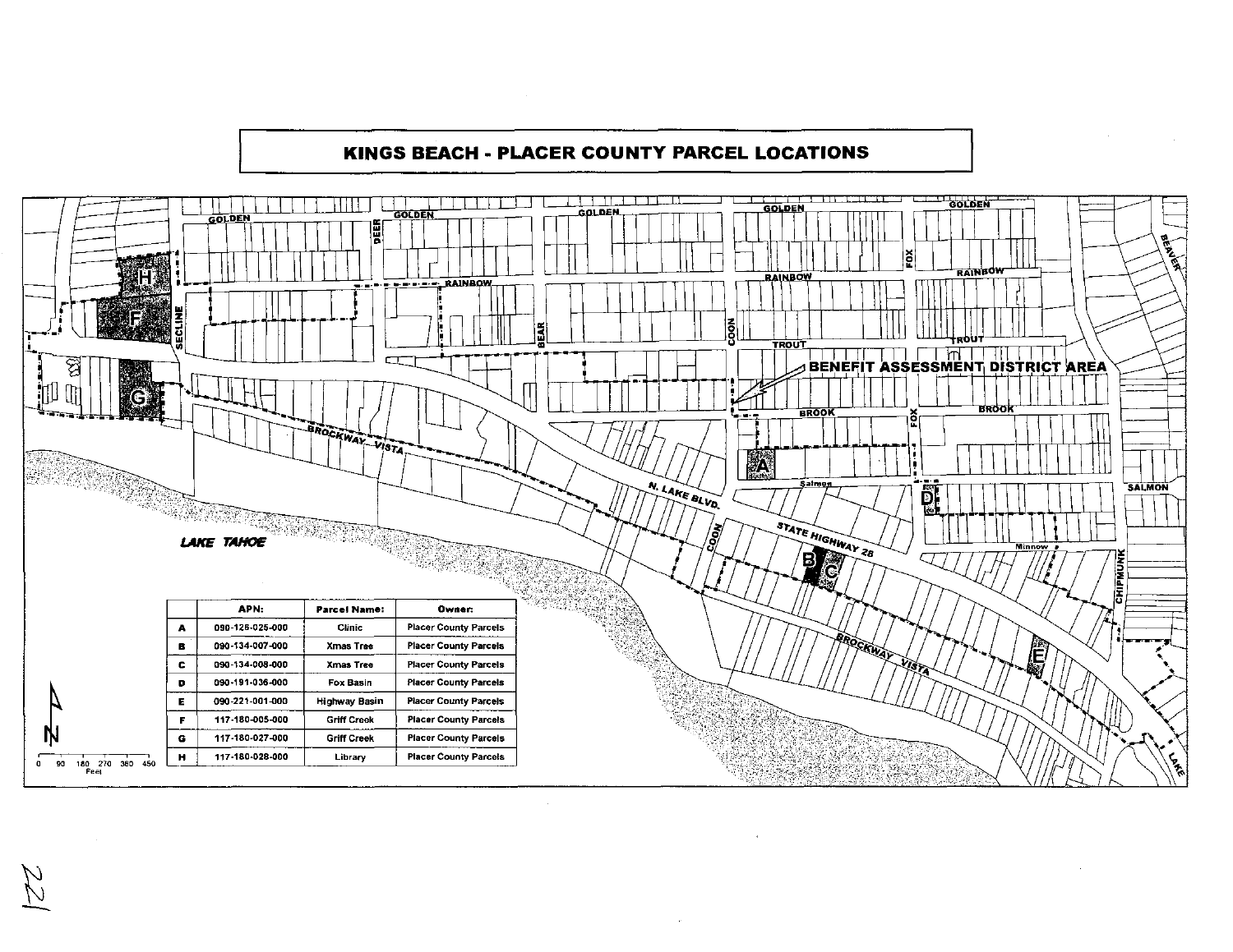# KINGS BEACH - PLACER COUNTY PARCEL LOCATIONS

BENEFIT ASSESSMENT DISTRICT AREA

|  | APN: | Parcel Name: | Owner: |
|---|---|---|---|
| A | 090-126-025-000 | Clinic | Placer County Parcels |
| B | 090-134-007-000 | Xmas Tree | Placer County Parcels |
| C | 090-134-008-000 | Xmas Tree | Placer County Parcels |
| D | 090-191-036-000 | Fox Basin | Placer County Parcels |
| E | 090-221-001-000 | Highway Basin | Placer County Parcels |
| F | 117-180-005-000 | Griff Creek | Placer County Parcels |
| G | 117-180-027-000 | Griff Creek | Placer County Parcels |
| H | 117-180-028-000 | Library | Placer County Parcels |